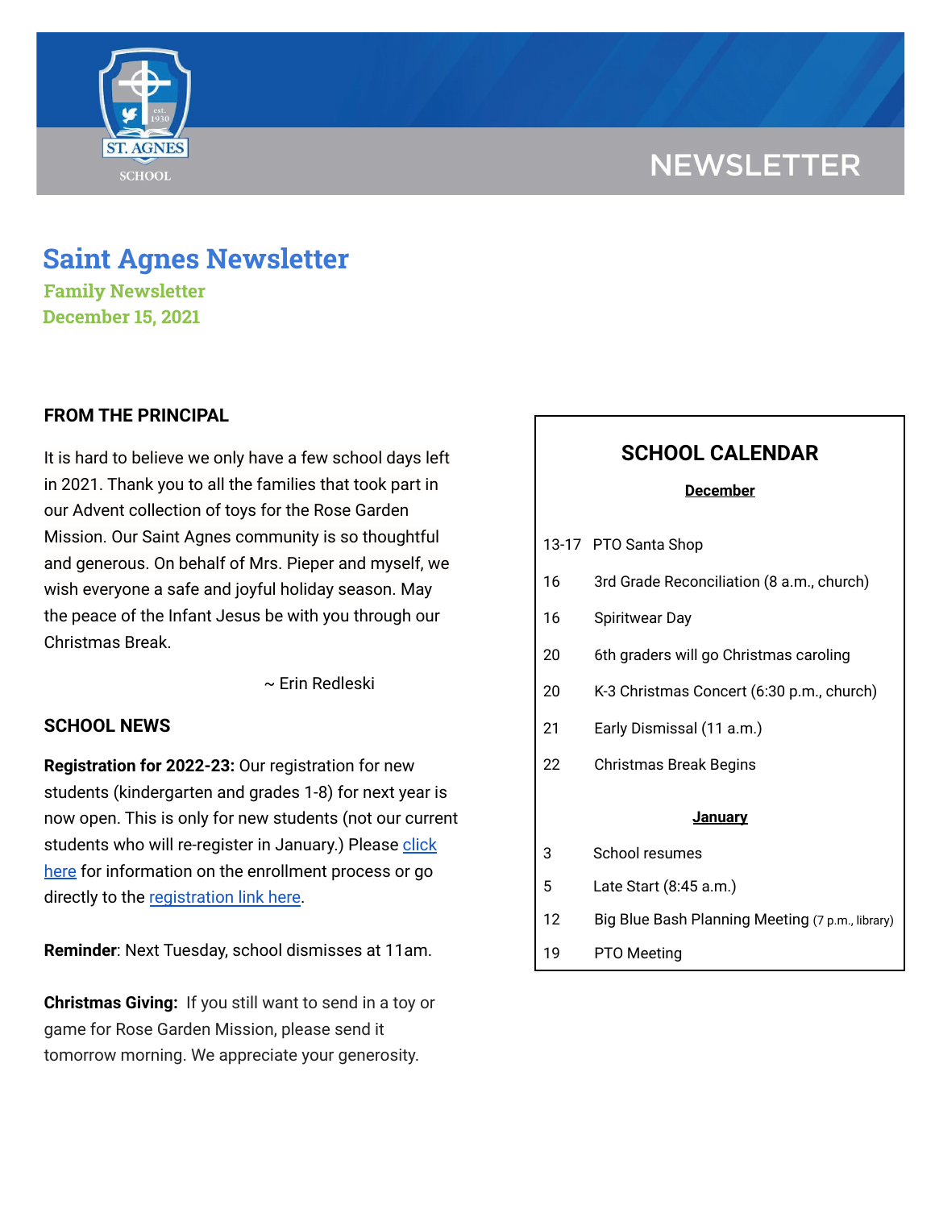NEWSLETTER

# Saint Agnes Newsletter

**Family Newsletter**
**December 15, 2021**

## FROM THE PRINCIPAL

It is hard to believe we only have a few school days left in 2021. Thank you to all the families that took part in our Advent collection of toys for the Rose Garden Mission. Our Saint Agnes community is so thoughtful and generous. On behalf of Mrs. Pieper and myself, we wish everyone a safe and joyful holiday season. May the peace of the Infant Jesus be with you through our Christmas Break.

~ Erin Redleski

## SCHOOL NEWS

**Registration for 2022-23:** Our registration for new students (kindergarten and grades 1-8) for next year is now open. This is only for new students (not our current students who will re-register in January.) Please click here for information on the enrollment process or go directly to the registration link here.

**Reminder**: Next Tuesday, school dismisses at 11am.

**Christmas Giving:** If you still want to send in a toy or game for Rose Garden Mission, please send it tomorrow morning. We appreciate your generosity.

## SCHOOL CALENDAR

**December**

| | |
|---|---|
| 13-17 | PTO Santa Shop |
| 16 | 3rd Grade Reconciliation (8 a.m., church) |
| 16 | Spiritwear Day |
| 20 | 6th graders will go Christmas caroling |
| 20 | K-3 Christmas Concert (6:30 p.m., church) |
| 21 | Early Dismissal (11 a.m.) |
| 22 | Christmas Break Begins |

**January**

| | |
|---|---|
| 3 | School resumes |
| 5 | Late Start (8:45 a.m.) |
| 12 | Big Blue Bash Planning Meeting (7 p.m., library) |
| 19 | PTO Meeting |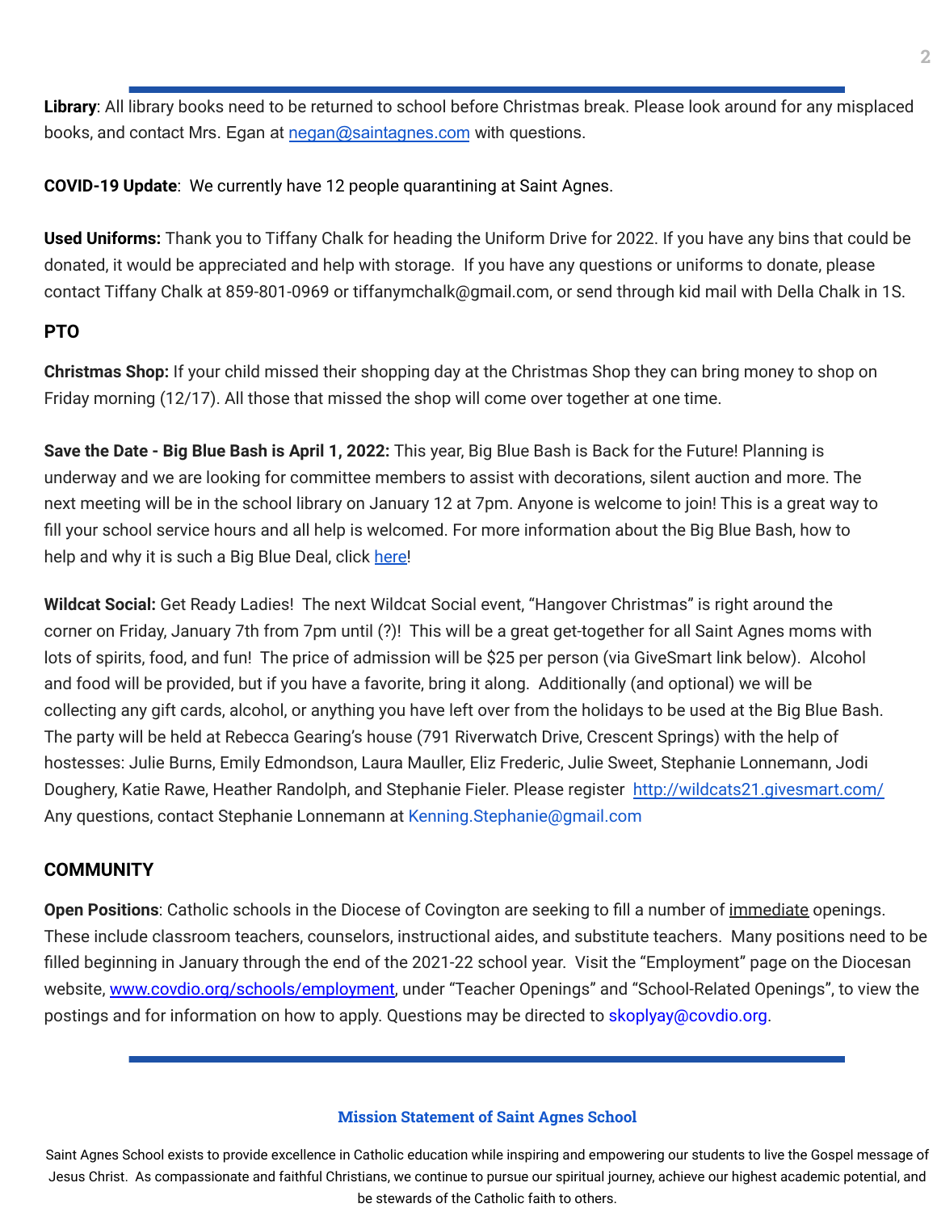**Library**: All library books need to be returned to school before Christmas break. Please look around for any misplaced books, and contact Mrs. Egan at [negan@saintagnes.com](mailto:negan@saintagnes.com) with questions.

**COVID-19 Update**: We currently have 12 people quarantining at Saint Agnes.

**Used Uniforms:** Thank you to Tiffany Chalk for heading the Uniform Drive for 2022. If you have any bins that could be donated, it would be appreciated and help with storage. If you have any questions or uniforms to donate, please contact Tiffany Chalk at 859-801-0969 or tiffanymchalk@gmail.com, or send through kid mail with Della Chalk in 1S.

## PTO

**Christmas Shop:** If your child missed their shopping day at the Christmas Shop they can bring money to shop on Friday morning (12/17). All those that missed the shop will come over together at one time.

**Save the Date - Big Blue Bash is April 1, 2022:** This year, Big Blue Bash is Back for the Future! Planning is underway and we are looking for committee members to assist with decorations, silent auction and more. The next meeting will be in the school library on January 12 at 7pm. Anyone is welcome to join! This is a great way to fill your school service hours and all help is welcomed. For more information about the Big Blue Bash, how to help and why it is such a Big Blue Deal, click here!

**Wildcat Social:** Get Ready Ladies! The next Wildcat Social event, "Hangover Christmas" is right around the corner on Friday, January 7th from 7pm until (?)! This will be a great get-together for all Saint Agnes moms with lots of spirits, food, and fun! The price of admission will be $25 per person (via GiveSmart link below). Alcohol and food will be provided, but if you have a favorite, bring it along. Additionally (and optional) we will be collecting any gift cards, alcohol, or anything you have left over from the holidays to be used at the Big Blue Bash. The party will be held at Rebecca Gearing's house (791 Riverwatch Drive, Crescent Springs) with the help of hostesses: Julie Burns, Emily Edmondson, Laura Mauller, Eliz Frederic, Julie Sweet, Stephanie Lonnemann, Jodi Doughery, Katie Rawe, Heather Randolph, and Stephanie Fieler. Please register http://wildcats21.givesmart.com/ Any questions, contact Stephanie Lonnemann at Kenning.Stephanie@gmail.com

## COMMUNITY

**Open Positions**: Catholic schools in the Diocese of Covington are seeking to fill a number of immediate openings. These include classroom teachers, counselors, instructional aides, and substitute teachers. Many positions need to be filled beginning in January through the end of the 2021-22 school year. Visit the "Employment" page on the Diocesan website, [www.covdio.org/schools/employment](http://www.covdio.org/schools/employment), under "Teacher Openings" and "School-Related Openings", to view the postings and for information on how to apply. Questions may be directed to skoplyay@covdio.org.

### Mission Statement of Saint Agnes School

Saint Agnes School exists to provide excellence in Catholic education while inspiring and empowering our students to live the Gospel message of Jesus Christ. As compassionate and faithful Christians, we continue to pursue our spiritual journey, achieve our highest academic potential, and be stewards of the Catholic faith to others.